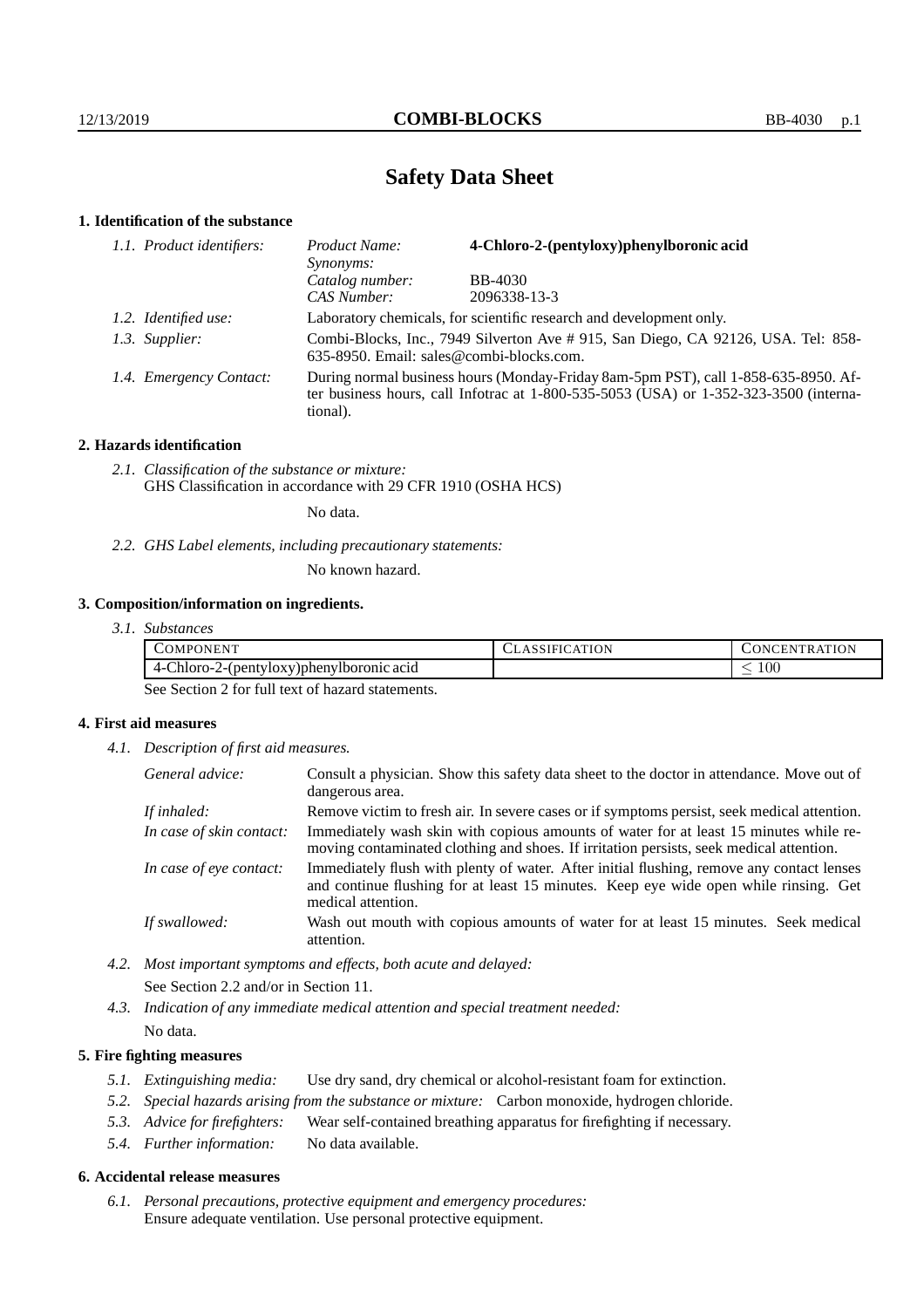# Safety Data Sheet

## 1. Identification of the substance

*1.1. Product identifiers:*

| | |
|---|---|
| *Product Name:* | **4-Chloro-2-(pentyloxy)phenylboronic acid** |
| *Synonyms:* | |
| *Catalog number:* | BB-4030 |
| *CAS Number:* | 2096338-13-3 |

*1.2. Identified use:* Laboratory chemicals, for scientific research and development only.

*1.3. Supplier:* Combi-Blocks, Inc., 7949 Silverton Ave # 915, San Diego, CA 92126, USA. Tel: 858-635-8950. Email: sales@combi-blocks.com.

*1.4. Emergency Contact:* During normal business hours (Monday-Friday 8am-5pm PST), call 1-858-635-8950. After business hours, call Infotrac at 1-800-535-5053 (USA) or 1-352-323-3500 (international).

## 2. Hazards identification

*2.1. Classification of the substance or mixture:*
GHS Classification in accordance with 29 CFR 1910 (OSHA HCS)

No data.

*2.2. GHS Label elements, including precautionary statements:*

No known hazard.

## 3. Composition/information on ingredients.

*3.1. Substances*

| Component | Classification | Concentration |
|---|---|---|
| 4-Chloro-2-(pentyloxy)phenylboronic acid | | $\leq 100$ |

See Section 2 for full text of hazard statements.

## 4. First aid measures

*4.1. Description of first aid measures.*

*General advice:* Consult a physician. Show this safety data sheet to the doctor in attendance. Move out of dangerous area.

*If inhaled:* Remove victim to fresh air. In severe cases or if symptoms persist, seek medical attention.

*In case of skin contact:* Immediately wash skin with copious amounts of water for at least 15 minutes while removing contaminated clothing and shoes. If irritation persists, seek medical attention.

*In case of eye contact:* Immediately flush with plenty of water. After initial flushing, remove any contact lenses and continue flushing for at least 15 minutes. Keep eye wide open while rinsing. Get medical attention.

*If swallowed:* Wash out mouth with copious amounts of water for at least 15 minutes. Seek medical attention.

*4.2. Most important symptoms and effects, both acute and delayed:*
See Section 2.2 and/or in Section 11.

*4.3. Indication of any immediate medical attention and special treatment needed:*
No data.

## 5. Fire fighting measures

*5.1. Extinguishing media:* Use dry sand, dry chemical or alcohol-resistant foam for extinction.

*5.2. Special hazards arising from the substance or mixture:* Carbon monoxide, hydrogen chloride.

*5.3. Advice for firefighters:* Wear self-contained breathing apparatus for firefighting if necessary.

*5.4. Further information:* No data available.

## 6. Accidental release measures

*6.1. Personal precautions, protective equipment and emergency procedures:*
Ensure adequate ventilation. Use personal protective equipment.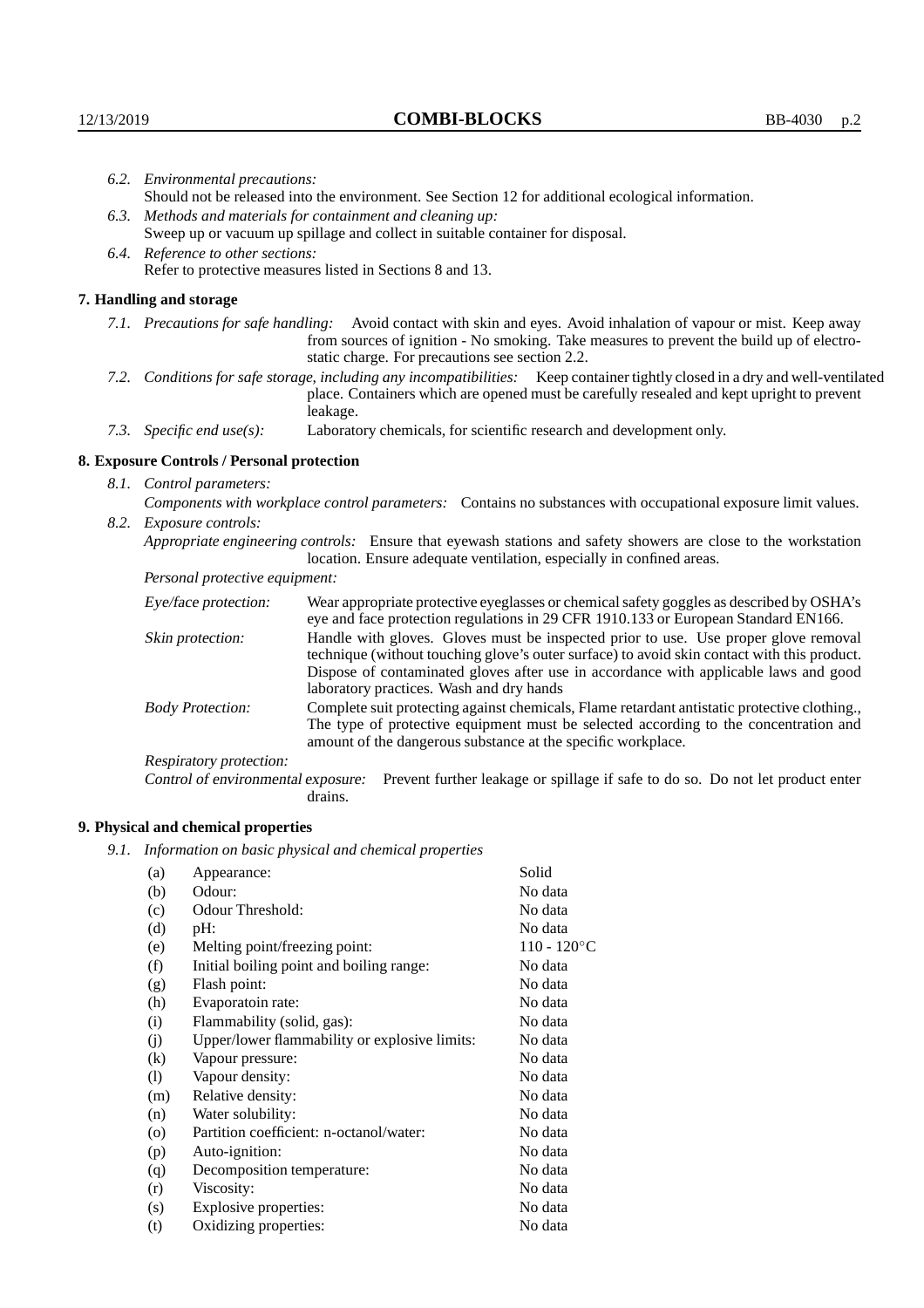*6.2. Environmental precautions:*
Should not be released into the environment. See Section 12 for additional ecological information.

*6.3. Methods and materials for containment and cleaning up:*
Sweep up or vacuum up spillage and collect in suitable container for disposal.

*6.4. Reference to other sections:*
Refer to protective measures listed in Sections 8 and 13.

## 7. Handling and storage

*7.1. Precautions for safe handling:* Avoid contact with skin and eyes. Avoid inhalation of vapour or mist. Keep away from sources of ignition - No smoking. Take measures to prevent the build up of electrostatic charge. For precautions see section 2.2.

*7.2. Conditions for safe storage, including any incompatibilities:* Keep container tightly closed in a dry and well-ventilated place. Containers which are opened must be carefully resealed and kept upright to prevent leakage.

*7.3. Specific end use(s):* Laboratory chemicals, for scientific research and development only.

## 8. Exposure Controls / Personal protection

*8.1. Control parameters:*

*Components with workplace control parameters:* Contains no substances with occupational exposure limit values.

*8.2. Exposure controls:*

*Appropriate engineering controls:* Ensure that eyewash stations and safety showers are close to the workstation location. Ensure adequate ventilation, especially in confined areas.

*Personal protective equipment:*

*Eye/face protection:* Wear appropriate protective eyeglasses or chemical safety goggles as described by OSHA's eye and face protection regulations in 29 CFR 1910.133 or European Standard EN166.

*Skin protection:* Handle with gloves. Gloves must be inspected prior to use. Use proper glove removal technique (without touching glove's outer surface) to avoid skin contact with this product. Dispose of contaminated gloves after use in accordance with applicable laws and good laboratory practices. Wash and dry hands

*Body Protection:* Complete suit protecting against chemicals, Flame retardant antistatic protective clothing., The type of protective equipment must be selected according to the concentration and amount of the dangerous substance at the specific workplace.

*Respiratory protection:*

*Control of environmental exposure:* Prevent further leakage or spillage if safe to do so. Do not let product enter drains.

## 9. Physical and chemical properties

*9.1. Information on basic physical and chemical properties*

| | | |
|---|---|---|
| (a) | Appearance: | Solid |
| (b) | Odour: | No data |
| (c) | Odour Threshold: | No data |
| (d) | pH: | No data |
| (e) | Melting point/freezing point: | 110 - 120°C |
| (f) | Initial boiling point and boiling range: | No data |
| (g) | Flash point: | No data |
| (h) | Evaporatoin rate: | No data |
| (i) | Flammability (solid, gas): | No data |
| (j) | Upper/lower flammability or explosive limits: | No data |
| (k) | Vapour pressure: | No data |
| (l) | Vapour density: | No data |
| (m) | Relative density: | No data |
| (n) | Water solubility: | No data |
| (o) | Partition coefficient: n-octanol/water: | No data |
| (p) | Auto-ignition: | No data |
| (q) | Decomposition temperature: | No data |
| (r) | Viscosity: | No data |
| (s) | Explosive properties: | No data |
| (t) | Oxidizing properties: | No data |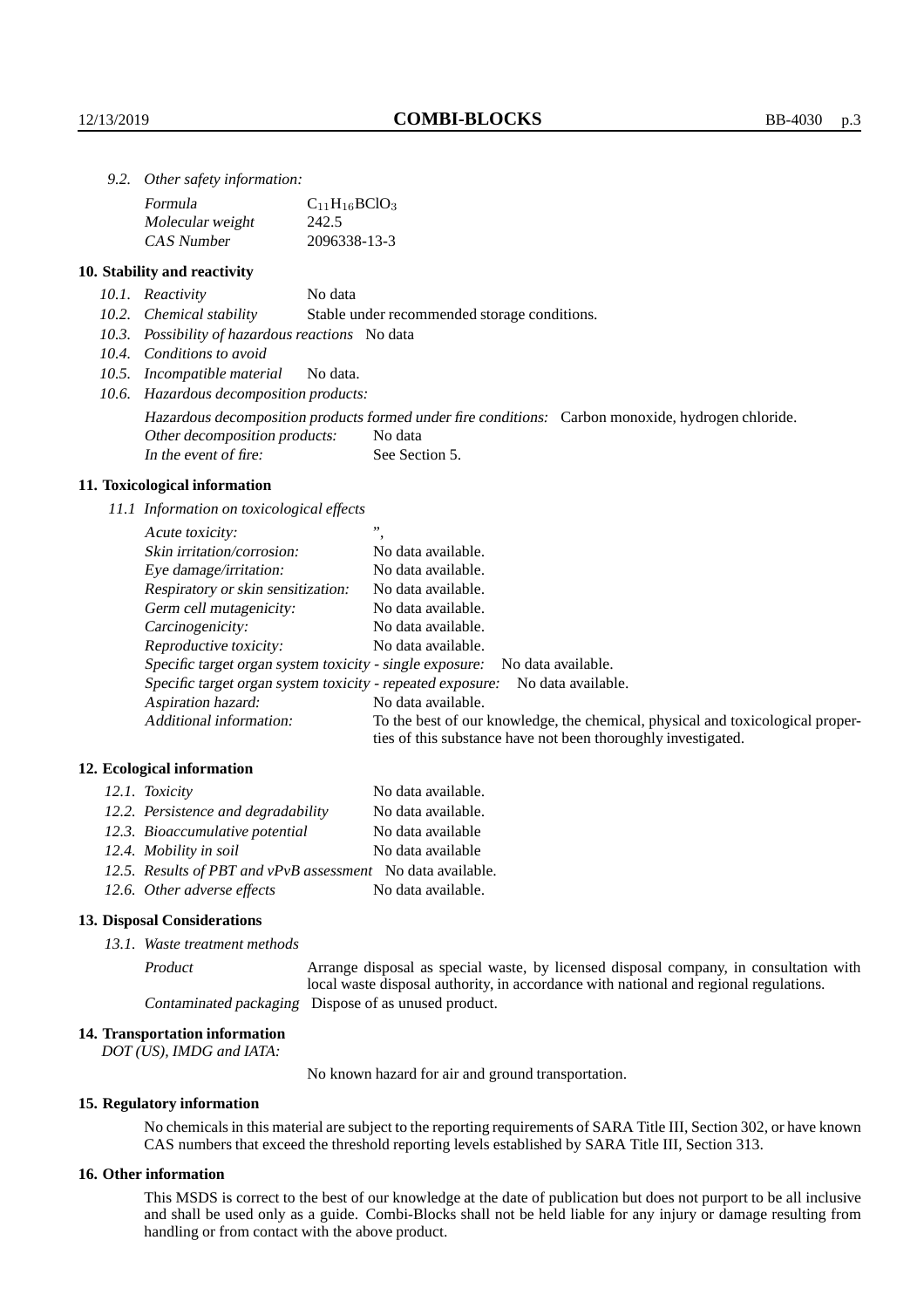*9.2. Other safety information:*

| | |
|---|---|
| *Formula* | $C_{11}H_{16}BClO_3$ |
| *Molecular weight* | 242.5 |
| *CAS Number* | 2096338-13-3 |

## 10. Stability and reactivity

*10.1. Reactivity* No data

*10.2. Chemical stability* Stable under recommended storage conditions.

*10.3. Possibility of hazardous reactions* No data

*10.4. Conditions to avoid*

*10.5. Incompatible material* No data.

*10.6. Hazardous decomposition products:*

*Hazardous decomposition products formed under fire conditions:* Carbon monoxide, hydrogen chloride.

*Other decomposition products:* No data

*In the event of fire:* See Section 5.

## 11. Toxicological information

*11.1 Information on toxicological effects*

| | |
|---|---|
| *Acute toxicity:* | ”, |
| *Skin irritation/corrosion:* | No data available. |
| *Eye damage/irritation:* | No data available. |
| *Respiratory or skin sensitization:* | No data available. |
| *Germ cell mutagenicity:* | No data available. |
| *Carcinogenicity:* | No data available. |
| *Reproductive toxicity:* | No data available. |
| *Specific target organ system toxicity - single exposure:* | No data available. |
| *Specific target organ system toxicity - repeated exposure:* | No data available. |
| *Aspiration hazard:* | No data available. |
| *Additional information:* | To the best of our knowledge, the chemical, physical and toxicological properties of this substance have not been thoroughly investigated. |

## 12. Ecological information

| | |
|---|---|
| *12.1. Toxicity* | No data available. |
| *12.2. Persistence and degradability* | No data available. |
| *12.3. Bioaccumulative potential* | No data available |
| *12.4. Mobility in soil* | No data available |
| *12.5. Results of PBT and vPvB assessment* | No data available. |
| *12.6. Other adverse effects* | No data available. |

## 13. Disposal Considerations

*13.1. Waste treatment methods*

*Product* Arrange disposal as special waste, by licensed disposal company, in consultation with local waste disposal authority, in accordance with national and regional regulations.

*Contaminated packaging* Dispose of as unused product.

## 14. Transportation information

*DOT (US), IMDG and IATA:*

No known hazard for air and ground transportation.

## 15. Regulatory information

No chemicals in this material are subject to the reporting requirements of SARA Title III, Section 302, or have known CAS numbers that exceed the threshold reporting levels established by SARA Title III, Section 313.

## 16. Other information

This MSDS is correct to the best of our knowledge at the date of publication but does not purport to be all inclusive and shall be used only as a guide. Combi-Blocks shall not be held liable for any injury or damage resulting from handling or from contact with the above product.